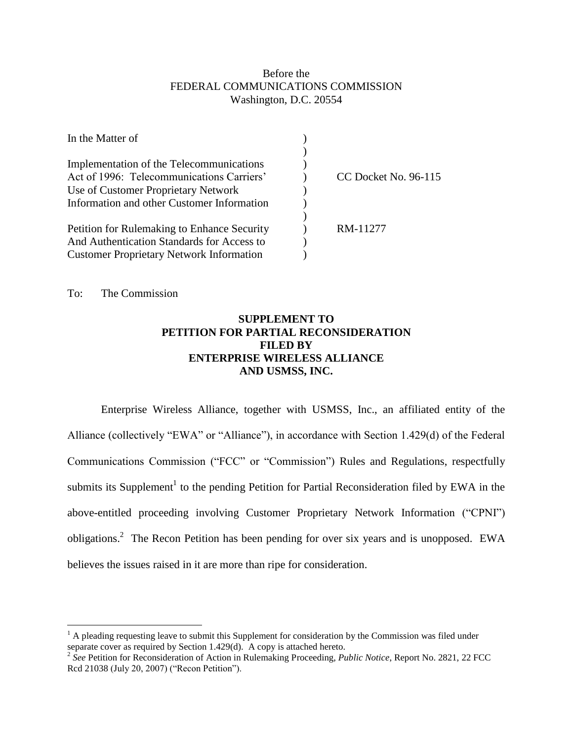Before the
FEDERAL COMMUNICATIONS COMMISSION
Washington, D.C. 20554

| | | |
|---|---|---|
| In the Matter of | ) | |
| | ) | |
| Implementation of the Telecommunications Act of 1996: Telecommunications Carriers' Use of Customer Proprietary Network Information and other Customer Information | ) | CC Docket No. 96-115 |
| | ) | |
| Petition for Rulemaking to Enhance Security And Authentication Standards for Access to Customer Proprietary Network Information | ) | RM-11277 |

To: The Commission

**SUPPLEMENT TO
PETITION FOR PARTIAL RECONSIDERATION
FILED BY
ENTERPRISE WIRELESS ALLIANCE
AND USMSS, INC.**

Enterprise Wireless Alliance, together with USMSS, Inc., an affiliated entity of the Alliance (collectively "EWA" or "Alliance"), in accordance with Section 1.429(d) of the Federal Communications Commission ("FCC" or "Commission") Rules and Regulations, respectfully submits its Supplement[1] to the pending Petition for Partial Reconsideration filed by EWA in the above-entitled proceeding involving Customer Proprietary Network Information ("CPNI") obligations.[2] The Recon Petition has been pending for over six years and is unopposed. EWA believes the issues raised in it are more than ripe for consideration.

---

[1] A pleading requesting leave to submit this Supplement for consideration by the Commission was filed under separate cover as required by Section 1.429(d). A copy is attached hereto.

[2] *See* Petition for Reconsideration of Action in Rulemaking Proceeding, *Public Notice*, Report No. 2821, 22 FCC Rcd 21038 (July 20, 2007) ("Recon Petition").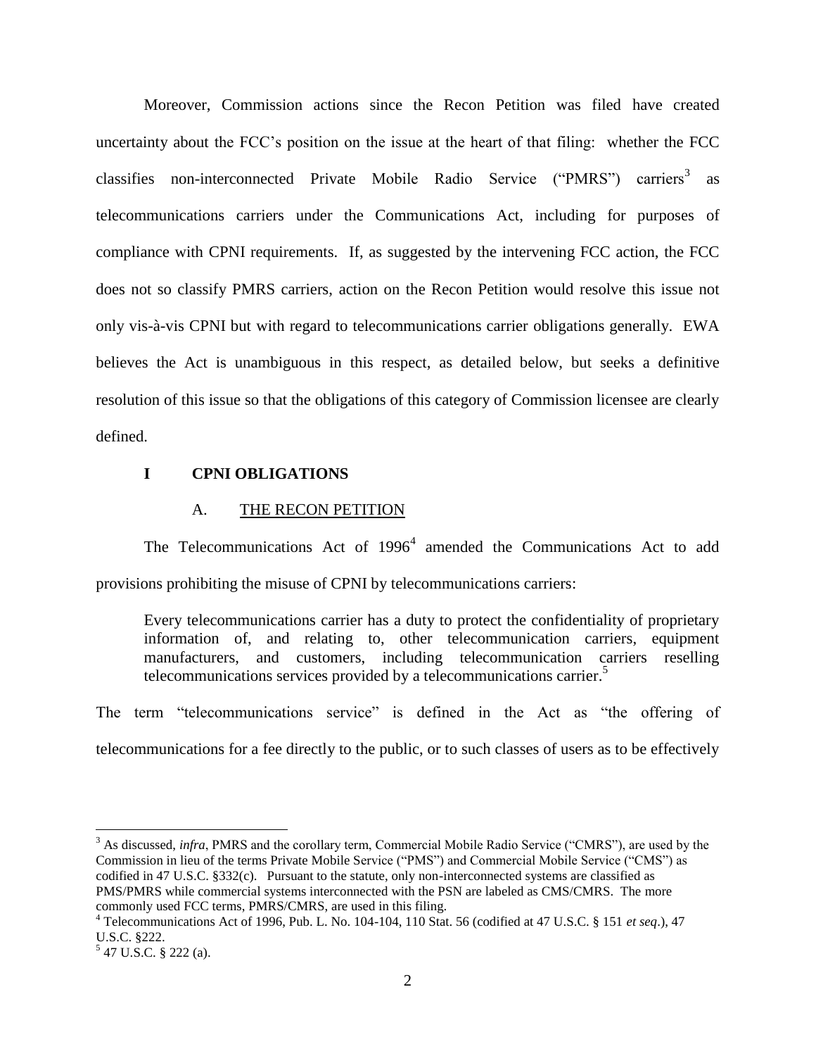Moreover, Commission actions since the Recon Petition was filed have created uncertainty about the FCC's position on the issue at the heart of that filing: whether the FCC classifies non-interconnected Private Mobile Radio Service ("PMRS") carriers[3] as telecommunications carriers under the Communications Act, including for purposes of compliance with CPNI requirements. If, as suggested by the intervening FCC action, the FCC does not so classify PMRS carriers, action on the Recon Petition would resolve this issue not only vis-à-vis CPNI but with regard to telecommunications carrier obligations generally. EWA believes the Act is unambiguous in this respect, as detailed below, but seeks a definitive resolution of this issue so that the obligations of this category of Commission licensee are clearly defined.

## I CPNI OBLIGATIONS

### A. THE RECON PETITION

The Telecommunications Act of 1996[4] amended the Communications Act to add provisions prohibiting the misuse of CPNI by telecommunications carriers:

> Every telecommunications carrier has a duty to protect the confidentiality of proprietary information of, and relating to, other telecommunication carriers, equipment manufacturers, and customers, including telecommunication carriers reselling telecommunications services provided by a telecommunications carrier.[5]

The term "telecommunications service" is defined in the Act as "the offering of telecommunications for a fee directly to the public, or to such classes of users as to be effectively

---

[3] As discussed, *infra*, PMRS and the corollary term, Commercial Mobile Radio Service ("CMRS"), are used by the Commission in lieu of the terms Private Mobile Service ("PMS") and Commercial Mobile Service ("CMS") as codified in 47 U.S.C. §332(c). Pursuant to the statute, only non-interconnected systems are classified as PMS/PMRS while commercial systems interconnected with the PSN are labeled as CMS/CMRS. The more commonly used FCC terms, PMRS/CMRS, are used in this filing.

[4] Telecommunications Act of 1996, Pub. L. No. 104-104, 110 Stat. 56 (codified at 47 U.S.C. § 151 *et seq*.), 47 U.S.C. §222.

[5] 47 U.S.C. § 222 (a).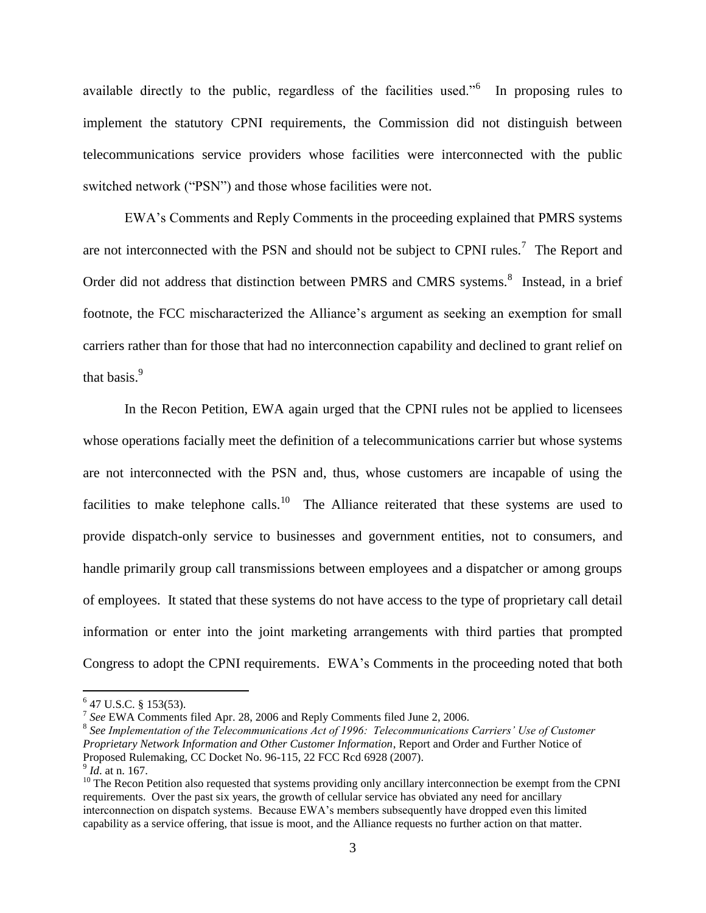available directly to the public, regardless of the facilities used."[6] In proposing rules to implement the statutory CPNI requirements, the Commission did not distinguish between telecommunications service providers whose facilities were interconnected with the public switched network ("PSN") and those whose facilities were not.

EWA's Comments and Reply Comments in the proceeding explained that PMRS systems are not interconnected with the PSN and should not be subject to CPNI rules.[7] The Report and Order did not address that distinction between PMRS and CMRS systems.[8] Instead, in a brief footnote, the FCC mischaracterized the Alliance's argument as seeking an exemption for small carriers rather than for those that had no interconnection capability and declined to grant relief on that basis.[9]

In the Recon Petition, EWA again urged that the CPNI rules not be applied to licensees whose operations facially meet the definition of a telecommunications carrier but whose systems are not interconnected with the PSN and, thus, whose customers are incapable of using the facilities to make telephone calls.[10] The Alliance reiterated that these systems are used to provide dispatch-only service to businesses and government entities, not to consumers, and handle primarily group call transmissions between employees and a dispatcher or among groups of employees. It stated that these systems do not have access to the type of proprietary call detail information or enter into the joint marketing arrangements with third parties that prompted Congress to adopt the CPNI requirements. EWA's Comments in the proceeding noted that both

---

[6] 47 U.S.C. § 153(53).

[7] *See* EWA Comments filed Apr. 28, 2006 and Reply Comments filed June 2, 2006.

[8] *See Implementation of the Telecommunications Act of 1996: Telecommunications Carriers' Use of Customer Proprietary Network Information and Other Customer Information*, Report and Order and Further Notice of Proposed Rulemaking, CC Docket No. 96-115, 22 FCC Rcd 6928 (2007).

[9] *Id*. at n. 167.

[10] The Recon Petition also requested that systems providing only ancillary interconnection be exempt from the CPNI requirements. Over the past six years, the growth of cellular service has obviated any need for ancillary interconnection on dispatch systems. Because EWA's members subsequently have dropped even this limited capability as a service offering, that issue is moot, and the Alliance requests no further action on that matter.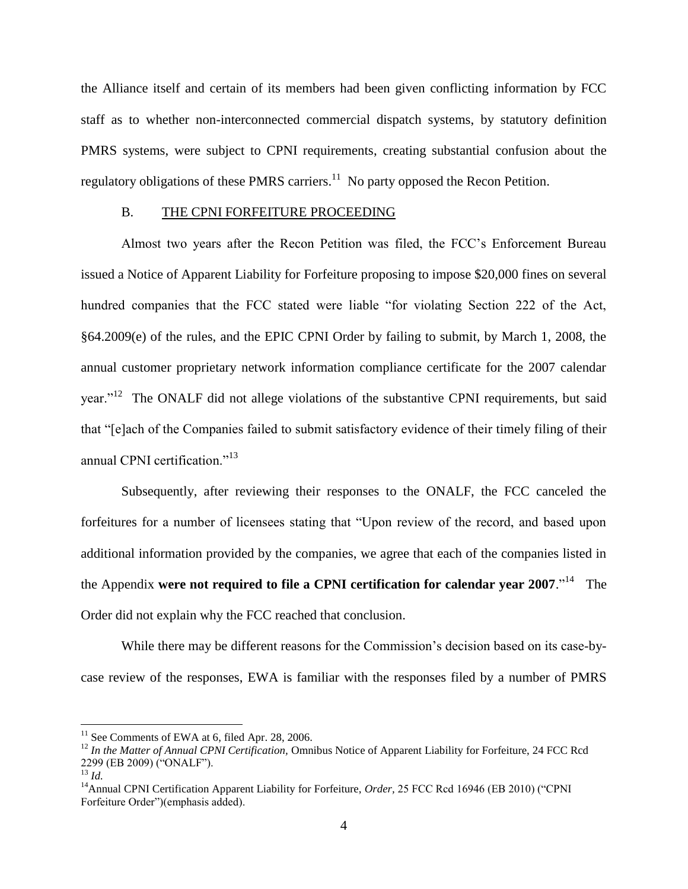the Alliance itself and certain of its members had been given conflicting information by FCC staff as to whether non-interconnected commercial dispatch systems, by statutory definition PMRS systems, were subject to CPNI requirements, creating substantial confusion about the regulatory obligations of these PMRS carriers.[11] No party opposed the Recon Petition.

### B. THE CPNI FORFEITURE PROCEEDING

Almost two years after the Recon Petition was filed, the FCC's Enforcement Bureau issued a Notice of Apparent Liability for Forfeiture proposing to impose $20,000 fines on several hundred companies that the FCC stated were liable "for violating Section 222 of the Act, §64.2009(e) of the rules, and the EPIC CPNI Order by failing to submit, by March 1, 2008, the annual customer proprietary network information compliance certificate for the 2007 calendar year."[12] The ONALF did not allege violations of the substantive CPNI requirements, but said that "[e]ach of the Companies failed to submit satisfactory evidence of their timely filing of their annual CPNI certification."[13]

Subsequently, after reviewing their responses to the ONALF, the FCC canceled the forfeitures for a number of licensees stating that "Upon review of the record, and based upon additional information provided by the companies, we agree that each of the companies listed in the Appendix **were not required to file a CPNI certification for calendar year 2007**."[14] The Order did not explain why the FCC reached that conclusion.

While there may be different reasons for the Commission's decision based on its case-by-case review of the responses, EWA is familiar with the responses filed by a number of PMRS

---

[11] See Comments of EWA at 6, filed Apr. 28, 2006.

[12] *In the Matter of Annual CPNI Certification,* Omnibus Notice of Apparent Liability for Forfeiture, 24 FCC Rcd 2299 (EB 2009) ("ONALF").

[13] *Id.*

[14] Annual CPNI Certification Apparent Liability for Forfeiture, *Order,* 25 FCC Rcd 16946 (EB 2010) ("CPNI Forfeiture Order")(emphasis added).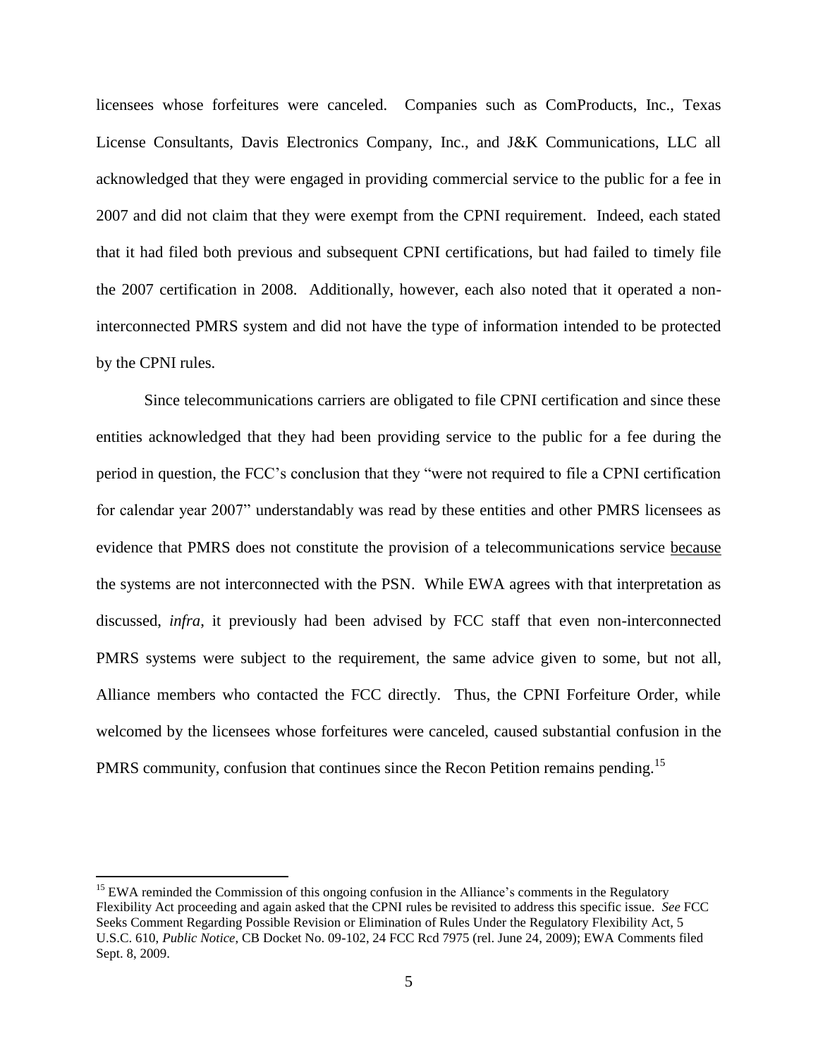licensees whose forfeitures were canceled. Companies such as ComProducts, Inc., Texas License Consultants, Davis Electronics Company, Inc., and J&K Communications, LLC all acknowledged that they were engaged in providing commercial service to the public for a fee in 2007 and did not claim that they were exempt from the CPNI requirement. Indeed, each stated that it had filed both previous and subsequent CPNI certifications, but had failed to timely file the 2007 certification in 2008. Additionally, however, each also noted that it operated a non-interconnected PMRS system and did not have the type of information intended to be protected by the CPNI rules.

Since telecommunications carriers are obligated to file CPNI certification and since these entities acknowledged that they had been providing service to the public for a fee during the period in question, the FCC's conclusion that they "were not required to file a CPNI certification for calendar year 2007" understandably was read by these entities and other PMRS licensees as evidence that PMRS does not constitute the provision of a telecommunications service <u>because</u> the systems are not interconnected with the PSN. While EWA agrees with that interpretation as discussed, *infra*, it previously had been advised by FCC staff that even non-interconnected PMRS systems were subject to the requirement, the same advice given to some, but not all, Alliance members who contacted the FCC directly. Thus, the CPNI Forfeiture Order, while welcomed by the licensees whose forfeitures were canceled, caused substantial confusion in the PMRS community, confusion that continues since the Recon Petition remains pending.[15]

---

[15] EWA reminded the Commission of this ongoing confusion in the Alliance's comments in the Regulatory Flexibility Act proceeding and again asked that the CPNI rules be revisited to address this specific issue. *See* FCC Seeks Comment Regarding Possible Revision or Elimination of Rules Under the Regulatory Flexibility Act, 5 U.S.C. 610, *Public Notice*, CB Docket No. 09-102, 24 FCC Rcd 7975 (rel. June 24, 2009); EWA Comments filed Sept. 8, 2009.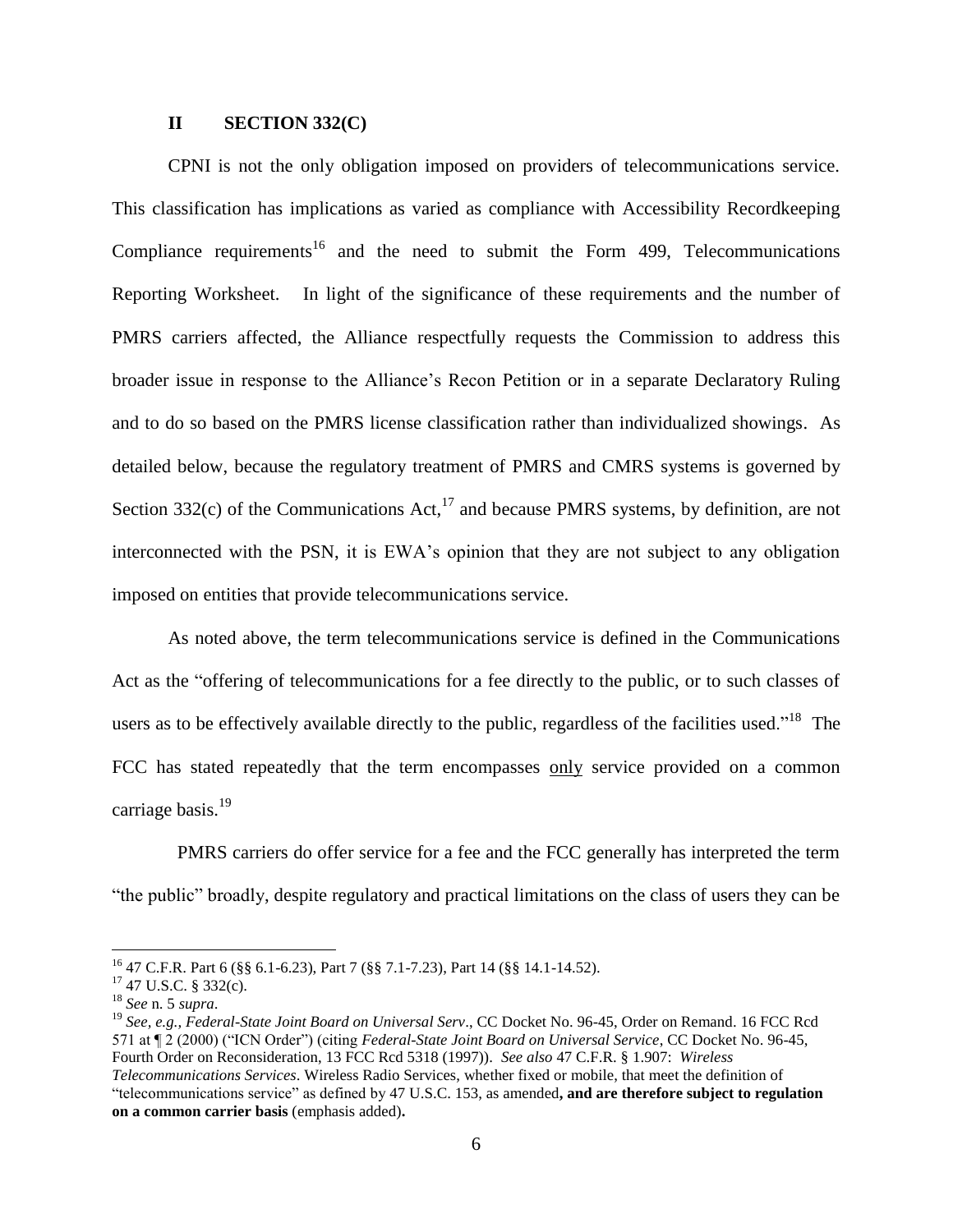## II SECTION 332(C)

CPNI is not the only obligation imposed on providers of telecommunications service. This classification has implications as varied as compliance with Accessibility Recordkeeping Compliance requirements[16] and the need to submit the Form 499, Telecommunications Reporting Worksheet. In light of the significance of these requirements and the number of PMRS carriers affected, the Alliance respectfully requests the Commission to address this broader issue in response to the Alliance's Recon Petition or in a separate Declaratory Ruling and to do so based on the PMRS license classification rather than individualized showings. As detailed below, because the regulatory treatment of PMRS and CMRS systems is governed by Section 332(c) of the Communications Act,[17] and because PMRS systems, by definition, are not interconnected with the PSN, it is EWA's opinion that they are not subject to any obligation imposed on entities that provide telecommunications service.

As noted above, the term telecommunications service is defined in the Communications Act as the "offering of telecommunications for a fee directly to the public, or to such classes of users as to be effectively available directly to the public, regardless of the facilities used."[18] The FCC has stated repeatedly that the term encompasses <u>only</u> service provided on a common carriage basis.[19]

PMRS carriers do offer service for a fee and the FCC generally has interpreted the term "the public" broadly, despite regulatory and practical limitations on the class of users they can be

---

[16] 47 C.F.R. Part 6 (§§ 6.1-6.23), Part 7 (§§ 7.1-7.23), Part 14 (§§ 14.1-14.52).

[17] 47 U.S.C. § 332(c).

[18] *See* n. 5 *supra*.

[19] *See, e.g., Federal-State Joint Board on Universal Serv*., CC Docket No. 96-45, Order on Remand. 16 FCC Rcd 571 at ¶ 2 (2000) ("ICN Order") (citing *Federal-State Joint Board on Universal Service*, CC Docket No. 96-45, Fourth Order on Reconsideration, 13 FCC Rcd 5318 (1997)). *See also* 47 C.F.R. § 1.907: *Wireless Telecommunications Services*. Wireless Radio Services, whether fixed or mobile, that meet the definition of "telecommunications service" as defined by 47 U.S.C. 153, as amended**, and are therefore subject to regulation on a common carrier basis** (emphasis added)**.**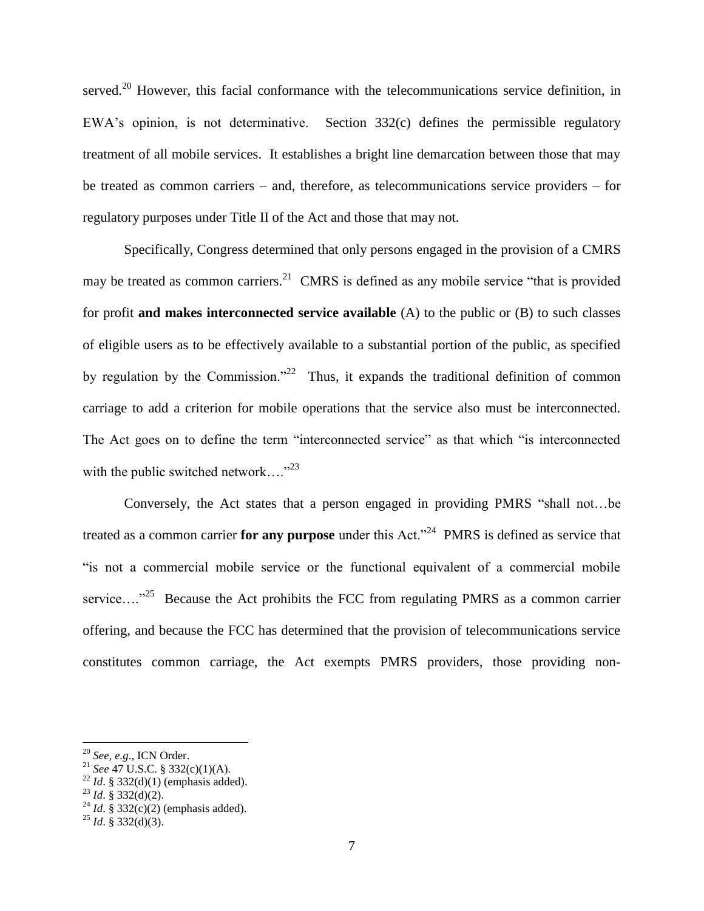served.[20] However, this facial conformance with the telecommunications service definition, in EWA's opinion, is not determinative. Section 332(c) defines the permissible regulatory treatment of all mobile services. It establishes a bright line demarcation between those that may be treated as common carriers – and, therefore, as telecommunications service providers – for regulatory purposes under Title II of the Act and those that may not.

Specifically, Congress determined that only persons engaged in the provision of a CMRS may be treated as common carriers.[21] CMRS is defined as any mobile service "that is provided for profit **and makes interconnected service available** (A) to the public or (B) to such classes of eligible users as to be effectively available to a substantial portion of the public, as specified by regulation by the Commission."[22] Thus, it expands the traditional definition of common carriage to add a criterion for mobile operations that the service also must be interconnected. The Act goes on to define the term "interconnected service" as that which "is interconnected with the public switched network…."[23]

Conversely, the Act states that a person engaged in providing PMRS "shall not…be treated as a common carrier **for any purpose** under this Act."[24] PMRS is defined as service that "is not a commercial mobile service or the functional equivalent of a commercial mobile service…."[25] Because the Act prohibits the FCC from regulating PMRS as a common carrier offering, and because the FCC has determined that the provision of telecommunications service constitutes common carriage, the Act exempts PMRS providers, those providing non-

---

[20] *See, e.g.*, ICN Order.

[21] *See* 47 U.S.C. § 332(c)(1)(A).

[22] *Id*. § 332(d)(1) (emphasis added).

[23] *Id*. § 332(d)(2).

[24] *Id*. § 332(c)(2) (emphasis added).

[25] *Id*. § 332(d)(3).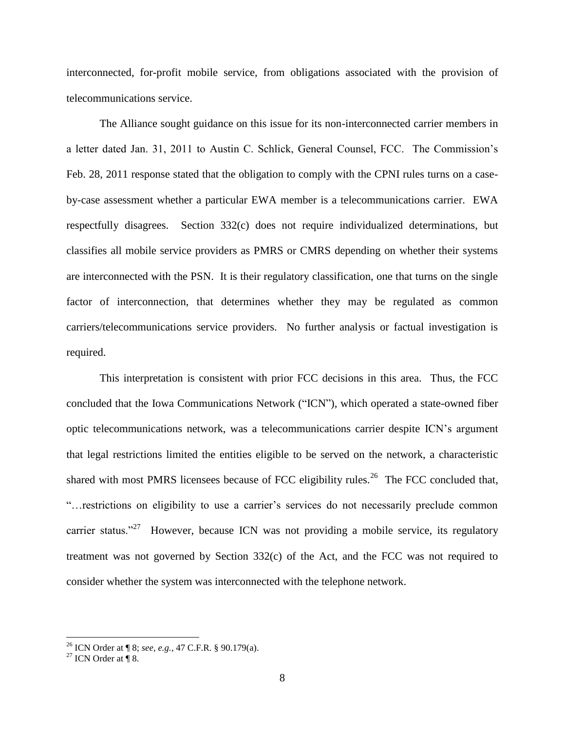interconnected, for-profit mobile service, from obligations associated with the provision of telecommunications service.

The Alliance sought guidance on this issue for its non-interconnected carrier members in a letter dated Jan. 31, 2011 to Austin C. Schlick, General Counsel, FCC. The Commission's Feb. 28, 2011 response stated that the obligation to comply with the CPNI rules turns on a case-by-case assessment whether a particular EWA member is a telecommunications carrier. EWA respectfully disagrees. Section 332(c) does not require individualized determinations, but classifies all mobile service providers as PMRS or CMRS depending on whether their systems are interconnected with the PSN. It is their regulatory classification, one that turns on the single factor of interconnection, that determines whether they may be regulated as common carriers/telecommunications service providers. No further analysis or factual investigation is required.

This interpretation is consistent with prior FCC decisions in this area. Thus, the FCC concluded that the Iowa Communications Network ("ICN"), which operated a state-owned fiber optic telecommunications network, was a telecommunications carrier despite ICN's argument that legal restrictions limited the entities eligible to be served on the network, a characteristic shared with most PMRS licensees because of FCC eligibility rules.[26] The FCC concluded that, "…restrictions on eligibility to use a carrier's services do not necessarily preclude common carrier status."[27] However, because ICN was not providing a mobile service, its regulatory treatment was not governed by Section 332(c) of the Act, and the FCC was not required to consider whether the system was interconnected with the telephone network.

---

[26] ICN Order at ¶ 8; *see, e.g.,* 47 C.F.R. § 90.179(a).

[27] ICN Order at ¶ 8.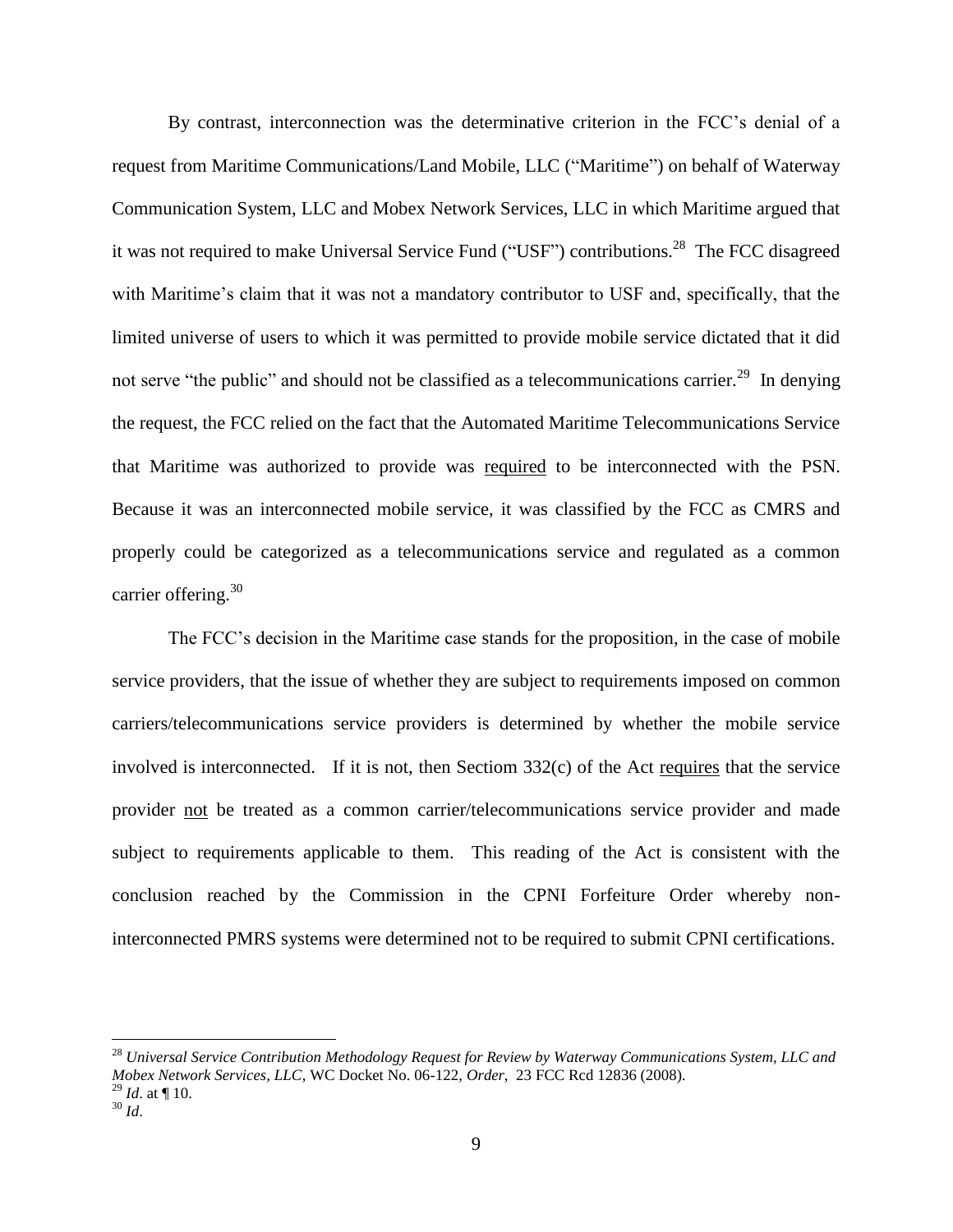By contrast, interconnection was the determinative criterion in the FCC's denial of a request from Maritime Communications/Land Mobile, LLC ("Maritime") on behalf of Waterway Communication System, LLC and Mobex Network Services, LLC in which Maritime argued that it was not required to make Universal Service Fund ("USF") contributions.[28] The FCC disagreed with Maritime's claim that it was not a mandatory contributor to USF and, specifically, that the limited universe of users to which it was permitted to provide mobile service dictated that it did not serve "the public" and should not be classified as a telecommunications carrier.[29] In denying the request, the FCC relied on the fact that the Automated Maritime Telecommunications Service that Maritime was authorized to provide was <u>required</u> to be interconnected with the PSN. Because it was an interconnected mobile service, it was classified by the FCC as CMRS and properly could be categorized as a telecommunications service and regulated as a common carrier offering.[30]

The FCC's decision in the Maritime case stands for the proposition, in the case of mobile service providers, that the issue of whether they are subject to requirements imposed on common carriers/telecommunications service providers is determined by whether the mobile service involved is interconnected. If it is not, then Sectiom 332(c) of the Act <u>requires</u> that the service provider <u>not</u> be treated as a common carrier/telecommunications service provider and made subject to requirements applicable to them. This reading of the Act is consistent with the conclusion reached by the Commission in the CPNI Forfeiture Order whereby non-interconnected PMRS systems were determined not to be required to submit CPNI certifications.

---

[28] *Universal Service Contribution Methodology Request for Review by Waterway Communications System, LLC and Mobex Network Services, LLC,* WC Docket No. 06-122, *Order,* 23 FCC Rcd 12836 (2008).

[29] *Id*. at ¶ 10.

[30] *Id*.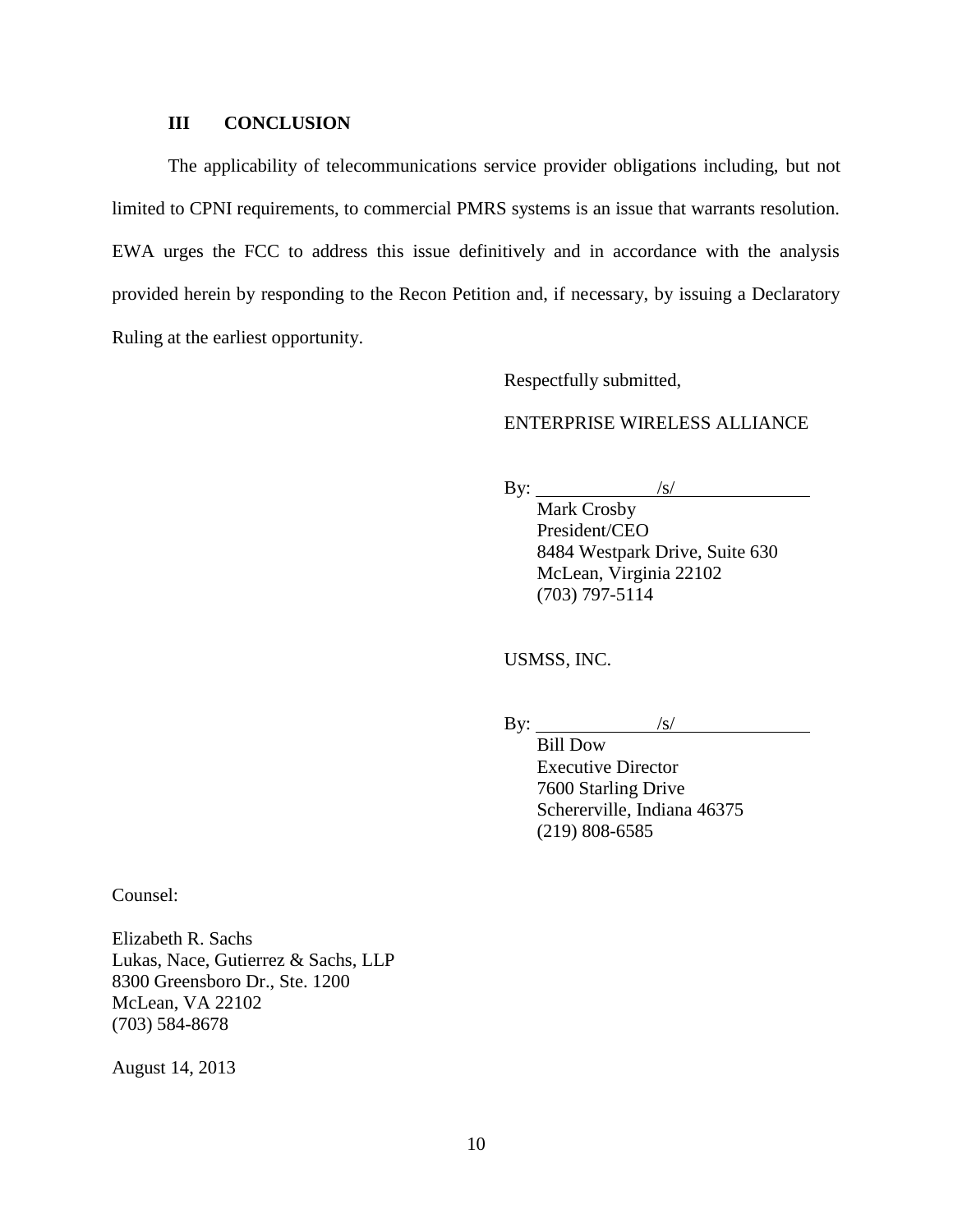## III CONCLUSION

The applicability of telecommunications service provider obligations including, but not limited to CPNI requirements, to commercial PMRS systems is an issue that warrants resolution. EWA urges the FCC to address this issue definitively and in accordance with the analysis provided herein by responding to the Recon Petition and, if necessary, by issuing a Declaratory Ruling at the earliest opportunity.

Respectfully submitted,

ENTERPRISE WIRELESS ALLIANCE

By: /s/
Mark Crosby
President/CEO
8484 Westpark Drive, Suite 630
McLean, Virginia 22102
(703) 797-5114

USMSS, INC.

By: /s/
Bill Dow
Executive Director
7600 Starling Drive
Schererville, Indiana 46375
(219) 808-6585

Counsel:

Elizabeth R. Sachs
Lukas, Nace, Gutierrez & Sachs, LLP
8300 Greensboro Dr., Ste. 1200
McLean, VA 22102
(703) 584-8678

August 14, 2013